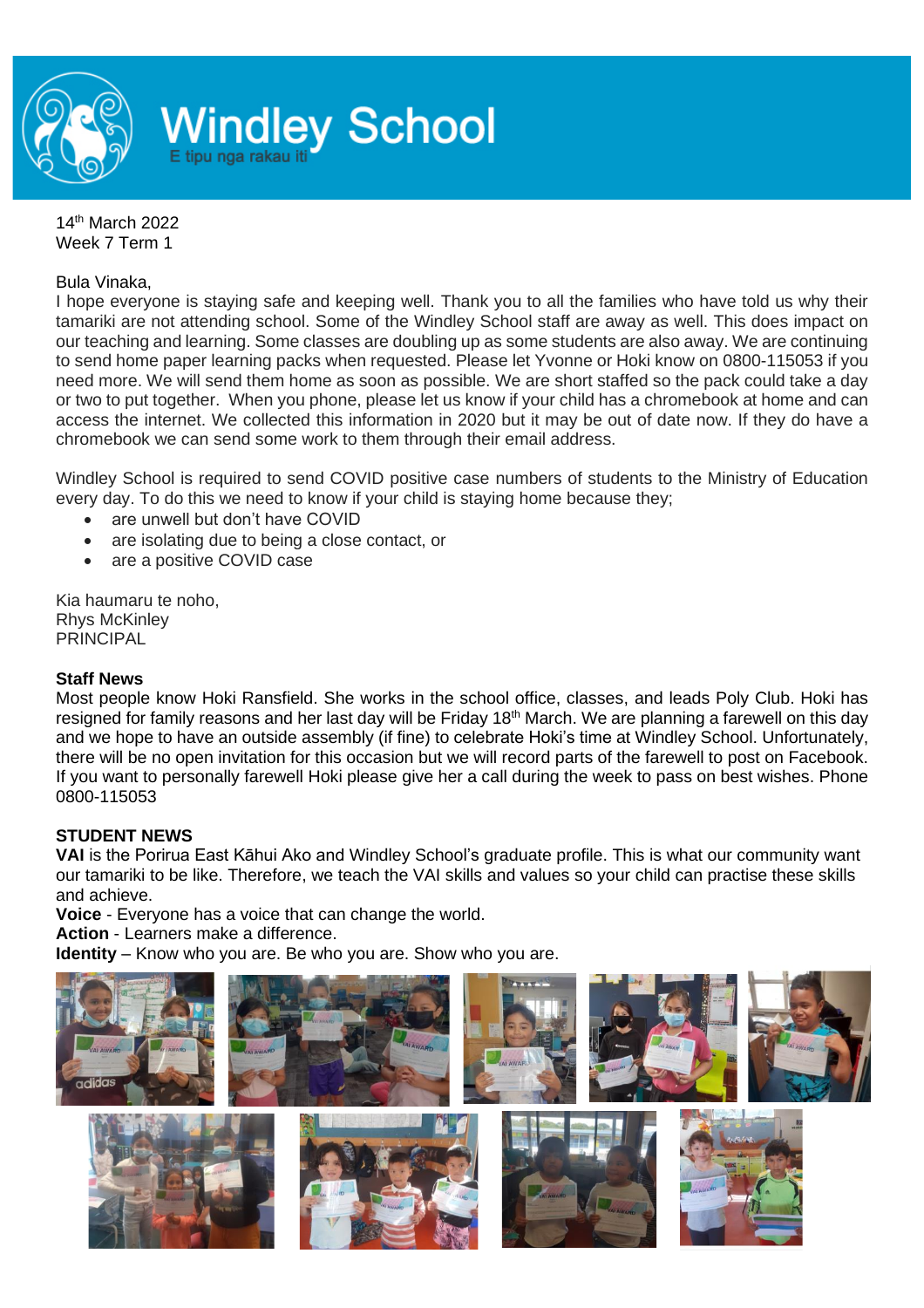# Windley School

E tipu nga rakau iti

14th March 2022
Week 7 Term 1

Bula Vinaka,

I hope everyone is staying safe and keeping well. Thank you to all the families who have told us why their tamariki are not attending school. Some of the Windley School staff are away as well. This does impact on our teaching and learning. Some classes are doubling up as some students are also away. We are continuing to send home paper learning packs when requested. Please let Yvonne or Hoki know on 0800-115053 if you need more. We will send them home as soon as possible. We are short staffed so the pack could take a day or two to put together. When you phone, please let us know if your child has a chromebook at home and can access the internet. We collected this information in 2020 but it may be out of date now. If they do have a chromebook we can send some work to them through their email address.

Windley School is required to send COVID positive case numbers of students to the Ministry of Education every day. To do this we need to know if your child is staying home because they;

- are unwell but don't have COVID
- are isolating due to being a close contact, or
- are a positive COVID case

Kia haumaru te noho,
Rhys McKinley
PRINCIPAL

**Staff News**

Most people know Hoki Ransfield. She works in the school office, classes, and leads Poly Club. Hoki has resigned for family reasons and her last day will be Friday 18th March. We are planning a farewell on this day and we hope to have an outside assembly (if fine) to celebrate Hoki's time at Windley School. Unfortunately, there will be no open invitation for this occasion but we will record parts of the farewell to post on Facebook. If you want to personally farewell Hoki please give her a call during the week to pass on best wishes. Phone 0800-115053

**STUDENT NEWS**

**VAI** is the Porirua East Kāhui Ako and Windley School's graduate profile. This is what our community want our tamariki to be like. Therefore, we teach the VAI skills and values so your child can practise these skills and achieve.

**Voice** - Everyone has a voice that can change the world.
**Action** - Learners make a difference.
**Identity** – Know who you are. Be who you are. Show who you are.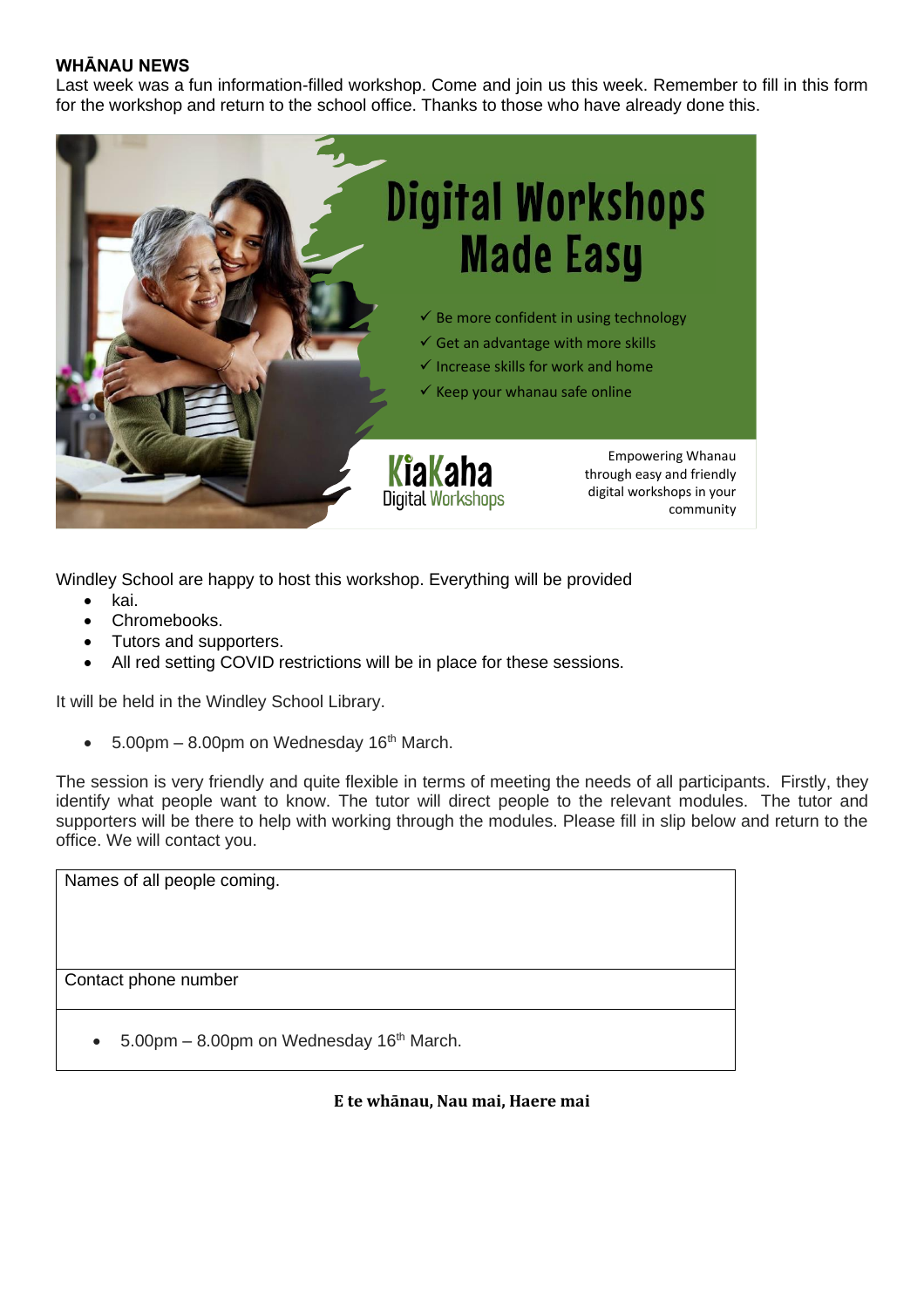**WHĀNAU NEWS**

Last week was a fun information-filled workshop. Come and join us this week. Remember to fill in this form for the workshop and return to the school office. Thanks to those who have already done this.

# Digital Workshops Made Easy

- ✓ Be more confident in using technology
- ✓ Get an advantage with more skills
- ✓ Increase skills for work and home
- ✓ Keep your whanau safe online

KiaKaha Digital Workshops

Empowering Whanau through easy and friendly digital workshops in your community

Windley School are happy to host this workshop. Everything will be provided

- kai.
- Chromebooks.
- Tutors and supporters.
- All red setting COVID restrictions will be in place for these sessions.

It will be held in the Windley School Library.

- 5.00pm – 8.00pm on Wednesday 16th March.

The session is very friendly and quite flexible in terms of meeting the needs of all participants. Firstly, they identify what people want to know. The tutor will direct people to the relevant modules. The tutor and supporters will be there to help with working through the modules. Please fill in slip below and return to the office. We will contact you.

| |
|---|
| Names of all people coming. |
| Contact phone number |
| • 5.00pm – 8.00pm on Wednesday 16th March. |

**E te whānau, Nau mai, Haere mai**